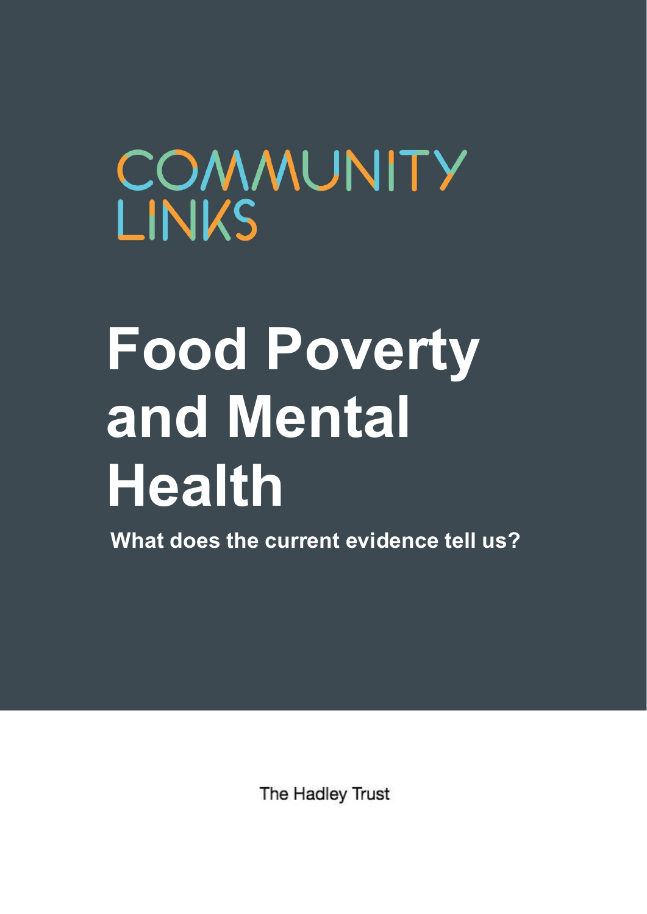COMMUNITY LINKS

# Food Poverty and Mental Health

**What does the current evidence tell us?**

The Hadley Trust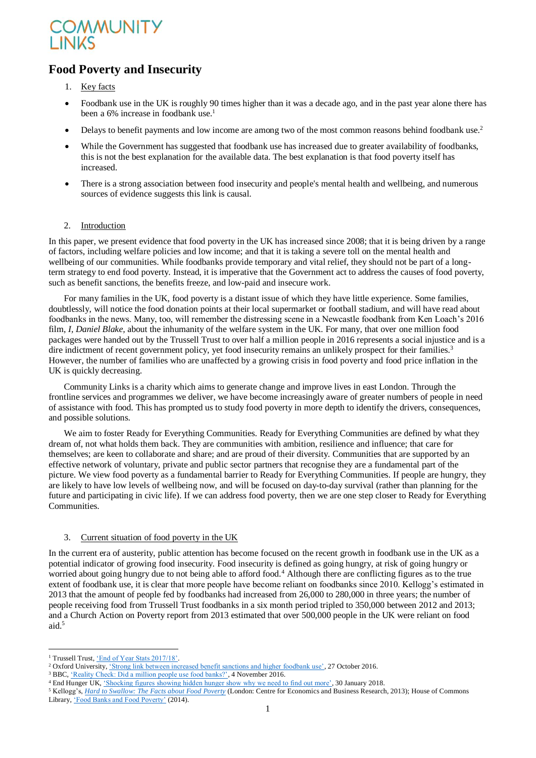# Food Poverty and Insecurity

1. Key facts

- Foodbank use in the UK is roughly 90 times higher than it was a decade ago, and in the past year alone there has been a 6% increase in foodbank use.[1]
- Delays to benefit payments and low income are among two of the most common reasons behind foodbank use.[2]
- While the Government has suggested that foodbank use has increased due to greater availability of foodbanks, this is not the best explanation for the available data. The best explanation is that food poverty itself has increased.
- There is a strong association between food insecurity and people's mental health and wellbeing, and numerous sources of evidence suggests this link is causal.

2. Introduction

In this paper, we present evidence that food poverty in the UK has increased since 2008; that it is being driven by a range of factors, including welfare policies and low income; and that it is taking a severe toll on the mental health and wellbeing of our communities. While foodbanks provide temporary and vital relief, they should not be part of a long-term strategy to end food poverty. Instead, it is imperative that the Government act to address the causes of food poverty, such as benefit sanctions, the benefits freeze, and low-paid and insecure work.

For many families in the UK, food poverty is a distant issue of which they have little experience. Some families, doubtlessly, will notice the food donation points at their local supermarket or football stadium, and will have read about foodbanks in the news. Many, too, will remember the distressing scene in a Newcastle foodbank from Ken Loach's 2016 film, *I, Daniel Blake,* about the inhumanity of the welfare system in the UK. For many, that over one million food packages were handed out by the Trussell Trust to over half a million people in 2016 represents a social injustice and is a dire indictment of recent government policy, yet food insecurity remains an unlikely prospect for their families.[3] However, the number of families who are unaffected by a growing crisis in food poverty and food price inflation in the UK is quickly decreasing.

Community Links is a charity which aims to generate change and improve lives in east London. Through the frontline services and programmes we deliver, we have become increasingly aware of greater numbers of people in need of assistance with food. This has prompted us to study food poverty in more depth to identify the drivers, consequences, and possible solutions.

We aim to foster Ready for Everything Communities. Ready for Everything Communities are defined by what they dream of, not what holds them back. They are communities with ambition, resilience and influence; that care for themselves; are keen to collaborate and share; and are proud of their diversity. Communities that are supported by an effective network of voluntary, private and public sector partners that recognise they are a fundamental part of the picture. We view food poverty as a fundamental barrier to Ready for Everything Communities. If people are hungry, they are likely to have low levels of wellbeing now, and will be focused on day-to-day survival (rather than planning for the future and participating in civic life). If we can address food poverty, then we are one step closer to Ready for Everything Communities.

3. Current situation of food poverty in the UK

In the current era of austerity, public attention has become focused on the recent growth in foodbank use in the UK as a potential indicator of growing food insecurity. Food insecurity is defined as going hungry, at risk of going hungry or worried about going hungry due to not being able to afford food.[4] Although there are conflicting figures as to the true extent of foodbank use, it is clear that more people have become reliant on foodbanks since 2010. Kellogg's estimated in 2013 that the amount of people fed by foodbanks had increased from 26,000 to 280,000 in three years; the number of people receiving food from Trussell Trust foodbanks in a six month period tripled to 350,000 between 2012 and 2013; and a Church Action on Poverty report from 2013 estimated that over 500,000 people in the UK were reliant on food aid.[5]

---

[1] Trussell Trust, 'End of Year Stats 2017/18'.
[2] Oxford University, 'Strong link between increased benefit sanctions and higher foodbank use', 27 October 2016.
[3] BBC, 'Reality Check: Did a million people use food banks?', 4 November 2016.
[4] End Hunger UK, 'Shocking figures showing hidden hunger show why we need to find out more', 30 January 2018.
[5] Kellogg's, *Hard to Swallow: The Facts about Food Poverty* (London: Centre for Economics and Business Research, 2013); House of Commons Library, 'Food Banks and Food Poverty' (2014).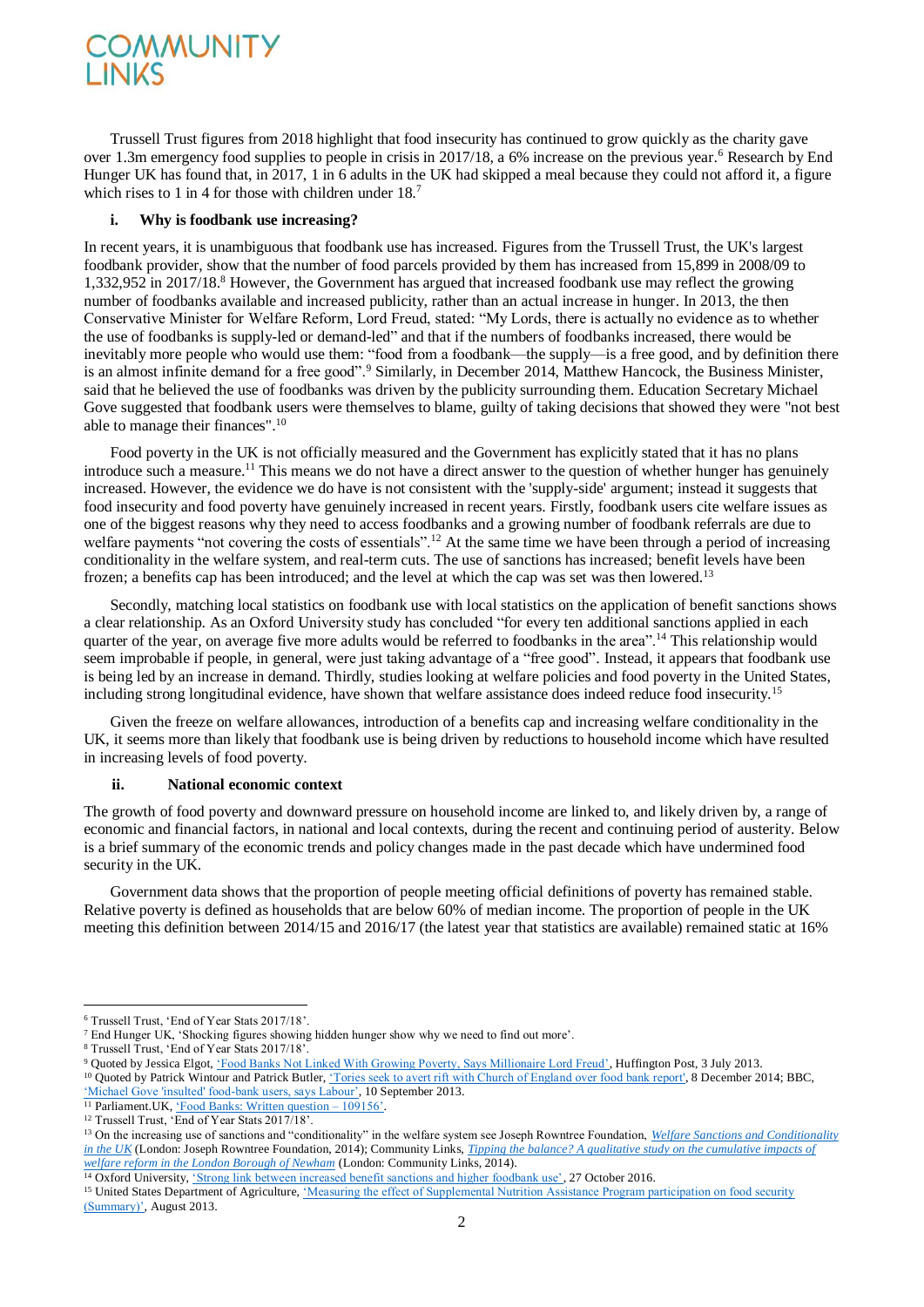Trussell Trust figures from 2018 highlight that food insecurity has continued to grow quickly as the charity gave over 1.3m emergency food supplies to people in crisis in 2017/18, a 6% increase on the previous year.[6] Research by End Hunger UK has found that, in 2017, 1 in 6 adults in the UK had skipped a meal because they could not afford it, a figure which rises to 1 in 4 for those with children under 18.[7]

### i. Why is foodbank use increasing?

In recent years, it is unambiguous that foodbank use has increased. Figures from the Trussell Trust, the UK's largest foodbank provider, show that the number of food parcels provided by them has increased from 15,899 in 2008/09 to 1,332,952 in 2017/18.[8] However, the Government has argued that increased foodbank use may reflect the growing number of foodbanks available and increased publicity, rather than an actual increase in hunger. In 2013, the then Conservative Minister for Welfare Reform, Lord Freud, stated: "My Lords, there is actually no evidence as to whether the use of foodbanks is supply-led or demand-led" and that if the numbers of foodbanks increased, there would be inevitably more people who would use them: "food from a foodbank—the supply—is a free good, and by definition there is an almost infinite demand for a free good".[9] Similarly, in December 2014, Matthew Hancock, the Business Minister, said that he believed the use of foodbanks was driven by the publicity surrounding them. Education Secretary Michael Gove suggested that foodbank users were themselves to blame, guilty of taking decisions that showed they were "not best able to manage their finances".[10]

Food poverty in the UK is not officially measured and the Government has explicitly stated that it has no plans introduce such a measure.[11] This means we do not have a direct answer to the question of whether hunger has genuinely increased. However, the evidence we do have is not consistent with the 'supply-side' argument; instead it suggests that food insecurity and food poverty have genuinely increased in recent years. Firstly, foodbank users cite welfare issues as one of the biggest reasons why they need to access foodbanks and a growing number of foodbank referrals are due to welfare payments "not covering the costs of essentials".[12] At the same time we have been through a period of increasing conditionality in the welfare system, and real-term cuts. The use of sanctions has increased; benefit levels have been frozen; a benefits cap has been introduced; and the level at which the cap was set was then lowered.[13]

Secondly, matching local statistics on foodbank use with local statistics on the application of benefit sanctions shows a clear relationship. As an Oxford University study has concluded "for every ten additional sanctions applied in each quarter of the year, on average five more adults would be referred to foodbanks in the area".[14] This relationship would seem improbable if people, in general, were just taking advantage of a "free good". Instead, it appears that foodbank use is being led by an increase in demand. Thirdly, studies looking at welfare policies and food poverty in the United States, including strong longitudinal evidence, have shown that welfare assistance does indeed reduce food insecurity.[15]

Given the freeze on welfare allowances, introduction of a benefits cap and increasing welfare conditionality in the UK, it seems more than likely that foodbank use is being driven by reductions to household income which have resulted in increasing levels of food poverty.

### ii. National economic context

The growth of food poverty and downward pressure on household income are linked to, and likely driven by, a range of economic and financial factors, in national and local contexts, during the recent and continuing period of austerity. Below is a brief summary of the economic trends and policy changes made in the past decade which have undermined food security in the UK.

Government data shows that the proportion of people meeting official definitions of poverty has remained stable. Relative poverty is defined as households that are below 60% of median income. The proportion of people in the UK meeting this definition between 2014/15 and 2016/17 (the latest year that statistics are available) remained static at 16%

---

[6] Trussell Trust, 'End of Year Stats 2017/18'.

[7] End Hunger UK, 'Shocking figures showing hidden hunger show why we need to find out more'.

[8] Trussell Trust, 'End of Year Stats 2017/18'.

[9] Quoted by Jessica Elgot, 'Food Banks Not Linked With Growing Poverty, Says Millionaire Lord Freud', Huffington Post, 3 July 2013.

[10] Quoted by Patrick Wintour and Patrick Butler, 'Tories seek to avert rift with Church of England over food bank report', 8 December 2014; BBC, 'Michael Gove 'insulted' food-bank users, says Labour', 10 September 2013.

[11] Parliament.UK, 'Food Banks: Written question – 109156'.

[12] Trussell Trust, 'End of Year Stats 2017/18'.

[13] On the increasing use of sanctions and "conditionality" in the welfare system see Joseph Rowntree Foundation, *Welfare Sanctions and Conditionality in the UK* (London: Joseph Rowntree Foundation, 2014); Community Links, *Tipping the balance? A qualitative study on the cumulative impacts of welfare reform in the London Borough of Newham* (London: Community Links, 2014).

[14] Oxford University, 'Strong link between increased benefit sanctions and higher foodbank use', 27 October 2016.

[15] United States Department of Agriculture, 'Measuring the effect of Supplemental Nutrition Assistance Program participation on food security (Summary)', August 2013.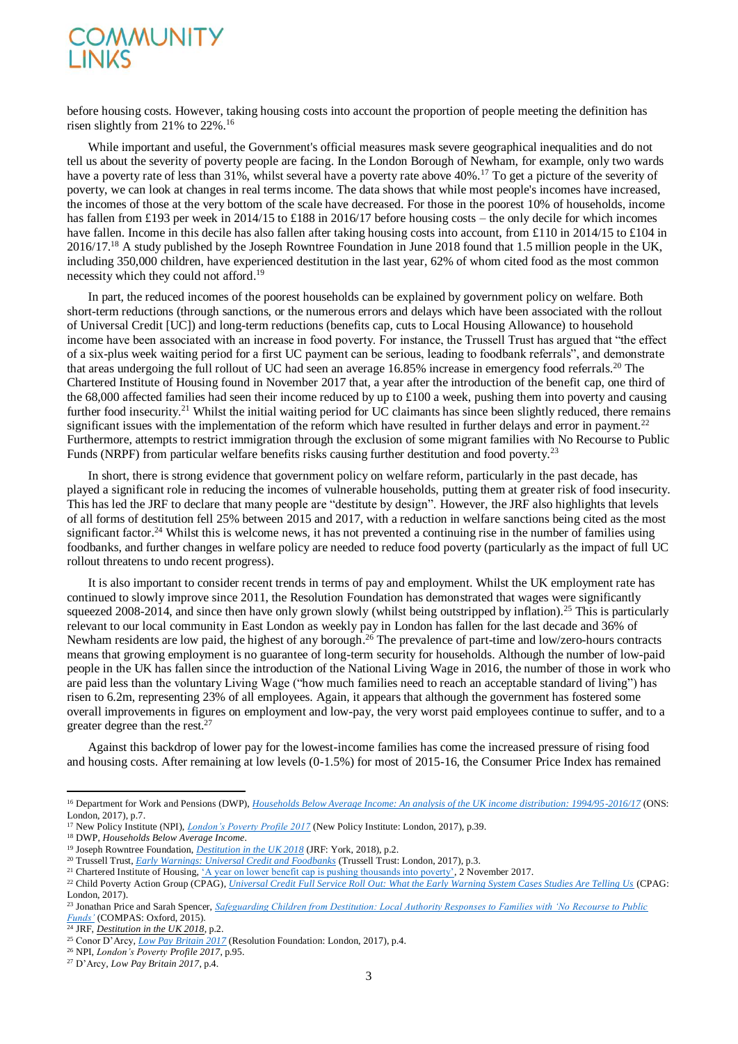before housing costs. However, taking housing costs into account the proportion of people meeting the definition has risen slightly from 21% to 22%.[16]

While important and useful, the Government's official measures mask severe geographical inequalities and do not tell us about the severity of poverty people are facing. In the London Borough of Newham, for example, only two wards have a poverty rate of less than 31%, whilst several have a poverty rate above 40%.[17] To get a picture of the severity of poverty, we can look at changes in real terms income. The data shows that while most people's incomes have increased, the incomes of those at the very bottom of the scale have decreased. For those in the poorest 10% of households, income has fallen from £193 per week in 2014/15 to £188 in 2016/17 before housing costs – the only decile for which incomes have fallen. Income in this decile has also fallen after taking housing costs into account, from £110 in 2014/15 to £104 in 2016/17.[18] A study published by the Joseph Rowntree Foundation in June 2018 found that 1.5 million people in the UK, including 350,000 children, have experienced destitution in the last year, 62% of whom cited food as the most common necessity which they could not afford.[19]

In part, the reduced incomes of the poorest households can be explained by government policy on welfare. Both short-term reductions (through sanctions, or the numerous errors and delays which have been associated with the rollout of Universal Credit [UC]) and long-term reductions (benefits cap, cuts to Local Housing Allowance) to household income have been associated with an increase in food poverty. For instance, the Trussell Trust has argued that "the effect of a six-plus week waiting period for a first UC payment can be serious, leading to foodbank referrals", and demonstrate that areas undergoing the full rollout of UC had seen an average 16.85% increase in emergency food referrals.[20] The Chartered Institute of Housing found in November 2017 that, a year after the introduction of the benefit cap, one third of the 68,000 affected families had seen their income reduced by up to £100 a week, pushing them into poverty and causing further food insecurity.[21] Whilst the initial waiting period for UC claimants has since been slightly reduced, there remains significant issues with the implementation of the reform which have resulted in further delays and error in payment.[22] Furthermore, attempts to restrict immigration through the exclusion of some migrant families with No Recourse to Public Funds (NRPF) from particular welfare benefits risks causing further destitution and food poverty.[23]

In short, there is strong evidence that government policy on welfare reform, particularly in the past decade, has played a significant role in reducing the incomes of vulnerable households, putting them at greater risk of food insecurity. This has led the JRF to declare that many people are "destitute by design". However, the JRF also highlights that levels of all forms of destitution fell 25% between 2015 and 2017, with a reduction in welfare sanctions being cited as the most significant factor.[24] Whilst this is welcome news, it has not prevented a continuing rise in the number of families using foodbanks, and further changes in welfare policy are needed to reduce food poverty (particularly as the impact of full UC rollout threatens to undo recent progress).

It is also important to consider recent trends in terms of pay and employment. Whilst the UK employment rate has continued to slowly improve since 2011, the Resolution Foundation has demonstrated that wages were significantly squeezed 2008-2014, and since then have only grown slowly (whilst being outstripped by inflation).[25] This is particularly relevant to our local community in East London as weekly pay in London has fallen for the last decade and 36% of Newham residents are low paid, the highest of any borough.[26] The prevalence of part-time and low/zero-hours contracts means that growing employment is no guarantee of long-term security for households. Although the number of low-paid people in the UK has fallen since the introduction of the National Living Wage in 2016, the number of those in work who are paid less than the voluntary Living Wage ("how much families need to reach an acceptable standard of living") has risen to 6.2m, representing 23% of all employees. Again, it appears that although the government has fostered some overall improvements in figures on employment and low-pay, the very worst paid employees continue to suffer, and to a greater degree than the rest.[27]

Against this backdrop of lower pay for the lowest-income families has come the increased pressure of rising food and housing costs. After remaining at low levels (0-1.5%) for most of 2015-16, the Consumer Price Index has remained

---

[16] Department for Work and Pensions (DWP), *Households Below Average Income: An analysis of the UK income distribution: 1994/95-2016/17* (ONS: London, 2017), p.7.

[17] New Policy Institute (NPI), *London's Poverty Profile 2017* (New Policy Institute: London, 2017), p.39.

[18] DWP, *Households Below Average Income*.

[19] Joseph Rowntree Foundation, *Destitution in the UK 2018* (JRF: York, 2018), p.2.

[20] Trussell Trust, *Early Warnings: Universal Credit and Foodbanks* (Trussell Trust: London, 2017), p.3.

[21] Chartered Institute of Housing, 'A year on lower benefit cap is pushing thousands into poverty', 2 November 2017.

[22] Child Poverty Action Group (CPAG), *Universal Credit Full Service Roll Out: What the Early Warning System Cases Studies Are Telling Us* (CPAG: London, 2017).

[23] Jonathan Price and Sarah Spencer, *Safeguarding Children from Destitution: Local Authority Responses to Families with 'No Recourse to Public Funds'* (COMPAS: Oxford, 2015).

[24] JRF, *Destitution in the UK 2018*, p.2.

[25] Conor D'Arcy, *Low Pay Britain 2017* (Resolution Foundation: London, 2017), p.4.

[26] NPI, *London's Poverty Profile 2017*, p.95.

[27] D'Arcy, *Low Pay Britain 2017*, p.4.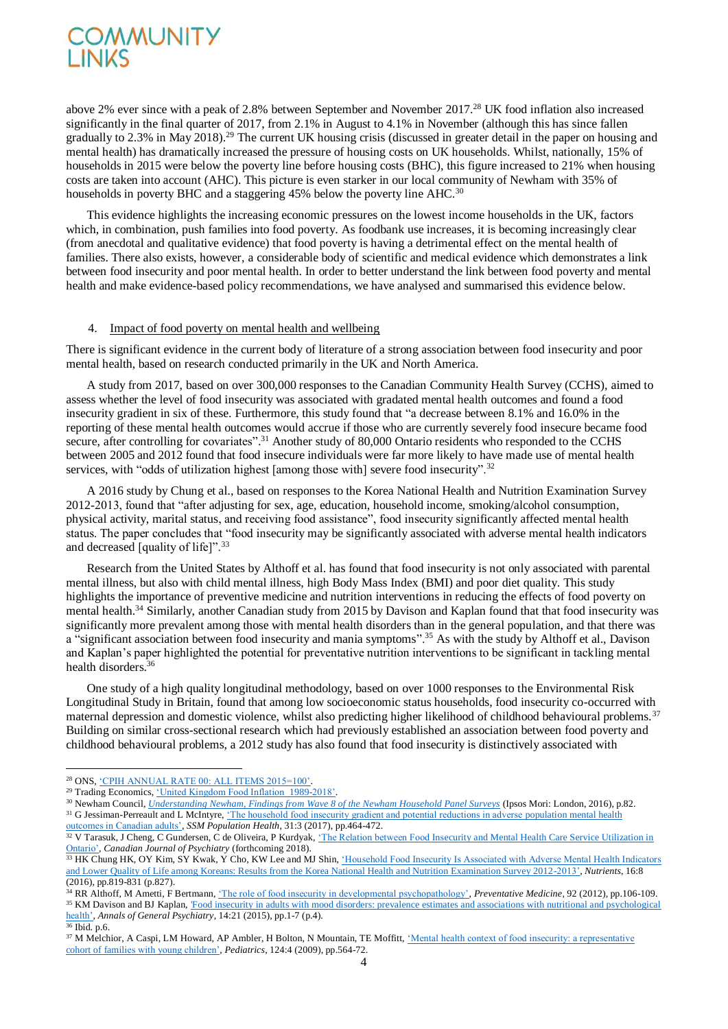above 2% ever since with a peak of 2.8% between September and November 2017.[28] UK food inflation also increased significantly in the final quarter of 2017, from 2.1% in August to 4.1% in November (although this has since fallen gradually to 2.3% in May 2018).[29] The current UK housing crisis (discussed in greater detail in the paper on housing and mental health) has dramatically increased the pressure of housing costs on UK households. Whilst, nationally, 15% of households in 2015 were below the poverty line before housing costs (BHC), this figure increased to 21% when housing costs are taken into account (AHC). This picture is even starker in our local community of Newham with 35% of households in poverty BHC and a staggering 45% below the poverty line AHC.[30]

This evidence highlights the increasing economic pressures on the lowest income households in the UK, factors which, in combination, push families into food poverty. As foodbank use increases, it is becoming increasingly clear (from anecdotal and qualitative evidence) that food poverty is having a detrimental effect on the mental health of families. There also exists, however, a considerable body of scientific and medical evidence which demonstrates a link between food insecurity and poor mental health. In order to better understand the link between food poverty and mental health and make evidence-based policy recommendations, we have analysed and summarised this evidence below.

## 4. Impact of food poverty on mental health and wellbeing

There is significant evidence in the current body of literature of a strong association between food insecurity and poor mental health, based on research conducted primarily in the UK and North America.

A study from 2017, based on over 300,000 responses to the Canadian Community Health Survey (CCHS), aimed to assess whether the level of food insecurity was associated with gradated mental health outcomes and found a food insecurity gradient in six of these. Furthermore, this study found that "a decrease between 8.1% and 16.0% in the reporting of these mental health outcomes would accrue if those who are currently severely food insecure became food secure, after controlling for covariates".[31] Another study of 80,000 Ontario residents who responded to the CCHS between 2005 and 2012 found that food insecure individuals were far more likely to have made use of mental health services, with "odds of utilization highest [among those with] severe food insecurity".[32]

A 2016 study by Chung et al., based on responses to the Korea National Health and Nutrition Examination Survey 2012-2013, found that "after adjusting for sex, age, education, household income, smoking/alcohol consumption, physical activity, marital status, and receiving food assistance", food insecurity significantly affected mental health status. The paper concludes that "food insecurity may be significantly associated with adverse mental health indicators and decreased [quality of life]".[33]

Research from the United States by Althoff et al. has found that food insecurity is not only associated with parental mental illness, but also with child mental illness, high Body Mass Index (BMI) and poor diet quality. This study highlights the importance of preventive medicine and nutrition interventions in reducing the effects of food poverty on mental health.[34] Similarly, another Canadian study from 2015 by Davison and Kaplan found that that food insecurity was significantly more prevalent among those with mental health disorders than in the general population, and that there was a "significant association between food insecurity and mania symptoms".[35] As with the study by Althoff et al., Davison and Kaplan's paper highlighted the potential for preventative nutrition interventions to be significant in tackling mental health disorders.[36]

One study of a high quality longitudinal methodology, based on over 1000 responses to the Environmental Risk Longitudinal Study in Britain, found that among low socioeconomic status households, food insecurity co-occurred with maternal depression and domestic violence, whilst also predicting higher likelihood of childhood behavioural problems.[37] Building on similar cross-sectional research which had previously established an association between food poverty and childhood behavioural problems, a 2012 study has also found that food insecurity is distinctively associated with

---

[28] ONS, 'CPIH ANNUAL RATE 00: ALL ITEMS 2015=100'.

[29] Trading Economics, 'United Kingdom Food Inflation 1989-2018'.

[30] Newham Council, *Understanding Newham, Findings from Wave 8 of the Newham Household Panel Surveys* (Ipsos Mori: London, 2016), p.82.

[31] G Jessiman-Perreault and L McIntyre, 'The household food insecurity gradient and potential reductions in adverse population mental health outcomes in Canadian adults', *SSM Population Health*, 31:3 (2017), pp.464-472.

[32] V Tarasuk, J Cheng, C Gundersen, C de Oliveira, P Kurdyak, 'The Relation between Food Insecurity and Mental Health Care Service Utilization in Ontario', *Canadian Journal of Psychiatry* (forthcoming 2018).

[33] HK Chung HK, OY Kim, SY Kwak, Y Cho, KW Lee and MJ Shin, 'Household Food Insecurity Is Associated with Adverse Mental Health Indicators and Lower Quality of Life among Koreans: Results from the Korea National Health and Nutrition Examination Survey 2012-2013', *Nutrients*, 16:8 (2016), pp.819-831 (p.827).

[34] RR Althoff, M Ametti, F Bertmann, 'The role of food insecurity in developmental psychopathology', *Preventative Medicine*, 92 (2012), pp.106-109.

[35] KM Davison and BJ Kaplan, 'Food insecurity in adults with mood disorders: prevalence estimates and associations with nutritional and psychological health', *Annals of General Psychiatry*, 14:21 (2015), pp.1-7 (p.4).

[36] Ibid. p.6.

[37] M Melchior, A Caspi, LM Howard, AP Ambler, H Bolton, N Mountain, TE Moffitt, 'Mental health context of food insecurity: a representative cohort of families with young children', *Pediatrics*, 124:4 (2009), pp.564-72.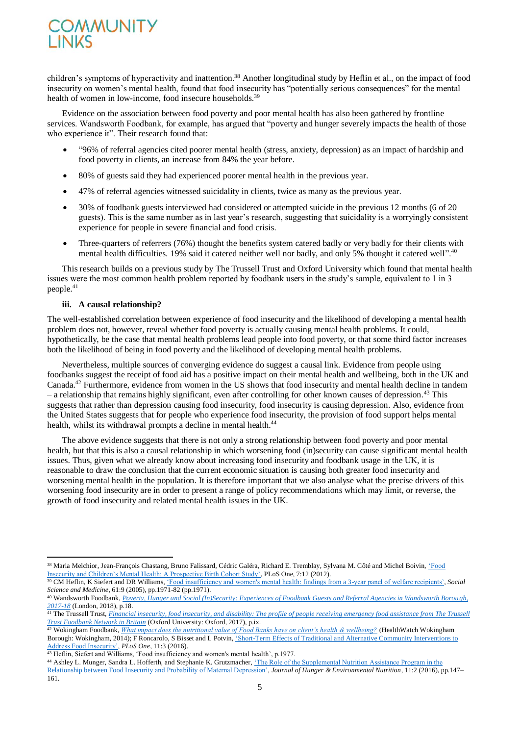children's symptoms of hyperactivity and inattention.[38] Another longitudinal study by Heflin et al., on the impact of food insecurity on women's mental health, found that food insecurity has "potentially serious consequences" for the mental health of women in low-income, food insecure households.[39]

Evidence on the association between food poverty and poor mental health has also been gathered by frontline services. Wandsworth Foodbank, for example, has argued that "poverty and hunger severely impacts the health of those who experience it". Their research found that:

- "96% of referral agencies cited poorer mental health (stress, anxiety, depression) as an impact of hardship and food poverty in clients, an increase from 84% the year before.
- 80% of guests said they had experienced poorer mental health in the previous year.
- 47% of referral agencies witnessed suicidality in clients, twice as many as the previous year.
- 30% of foodbank guests interviewed had considered or attempted suicide in the previous 12 months (6 of 20 guests). This is the same number as in last year's research, suggesting that suicidality is a worryingly consistent experience for people in severe financial and food crisis.
- Three-quarters of referrers (76%) thought the benefits system catered badly or very badly for their clients with mental health difficulties. 19% said it catered neither well nor badly, and only 5% thought it catered well".[40]

This research builds on a previous study by The Trussell Trust and Oxford University which found that mental health issues were the most common health problem reported by foodbank users in the study's sample, equivalent to 1 in 3 people.[41]

### iii. A causal relationship?

The well-established correlation between experience of food insecurity and the likelihood of developing a mental health problem does not, however, reveal whether food poverty is actually causing mental health problems. It could, hypothetically, be the case that mental health problems lead people into food poverty, or that some third factor increases both the likelihood of being in food poverty and the likelihood of developing mental health problems.

Nevertheless, multiple sources of converging evidence do suggest a causal link. Evidence from people using foodbanks suggest the receipt of food aid has a positive impact on their mental health and wellbeing, both in the UK and Canada.[42] Furthermore, evidence from women in the US shows that food insecurity and mental health decline in tandem – a relationship that remains highly significant, even after controlling for other known causes of depression.[43] This suggests that rather than depression causing food insecurity, food insecurity is causing depression. Also, evidence from the United States suggests that for people who experience food insecurity, the provision of food support helps mental health, whilst its withdrawal prompts a decline in mental health.[44]

The above evidence suggests that there is not only a strong relationship between food poverty and poor mental health, but that this is also a causal relationship in which worsening food (in)security can cause significant mental health issues. Thus, given what we already know about increasing food insecurity and foodbank usage in the UK, it is reasonable to draw the conclusion that the current economic situation is causing both greater food insecurity and worsening mental health in the population. It is therefore important that we also analyse what the precise drivers of this worsening food insecurity are in order to present a range of policy recommendations which may limit, or reverse, the growth of food insecurity and related mental health issues in the UK.

---

[38] Maria Melchior, Jean-François Chastang, Bruno Falissard, Cédric Galéra, Richard E. Tremblay, Sylvana M. Côté and Michel Boivin, 'Food Insecurity and Children's Mental Health: A Prospective Birth Cohort Study', PLoS One, 7:12 (2012).

[39] CM Heflin, K Siefert and DR Williams, 'Food insufficiency and women's mental health: findings from a 3-year panel of welfare recipients', *Social Science and Medicine*, 61:9 (2005), pp.1971-82 (pp.1971).

[40] Wandsworth Foodbank, *Poverty, Hunger and Social (In)Security: Experiences of Foodbank Guests and Referral Agencies in Wandsworth Borough, 2017-18* (London, 2018), p.18.

[41] The Trussell Trust, *Financial insecurity, food insecurity, and disability: The profile of people receiving emergency food assistance from The Trussell Trust Foodbank Network in Britain* (Oxford University: Oxford, 2017), p.ix.

[42] Wokingham Foodbank, *What impact does the nutritional value of Food Banks have on client's health & wellbeing?* (HealthWatch Wokingham Borough: Wokingham, 2014); F Roncarolo, S Bisset and L Potvin, 'Short-Term Effects of Traditional and Alternative Community Interventions to Address Food Insecurity', *PLoS One*, 11:3 (2016).

[43] Heflin, Siefert and Williams, 'Food insufficiency and women's mental health', p.1977.

[44] Ashley L. Munger, Sandra L. Hofferth, and Stephanie K. Grutzmacher, 'The Role of the Supplemental Nutrition Assistance Program in the Relationship between Food Insecurity and Probability of Maternal Depression', *Journal of Hunger & Environmental Nutrition*, 11:2 (2016), pp.147–161.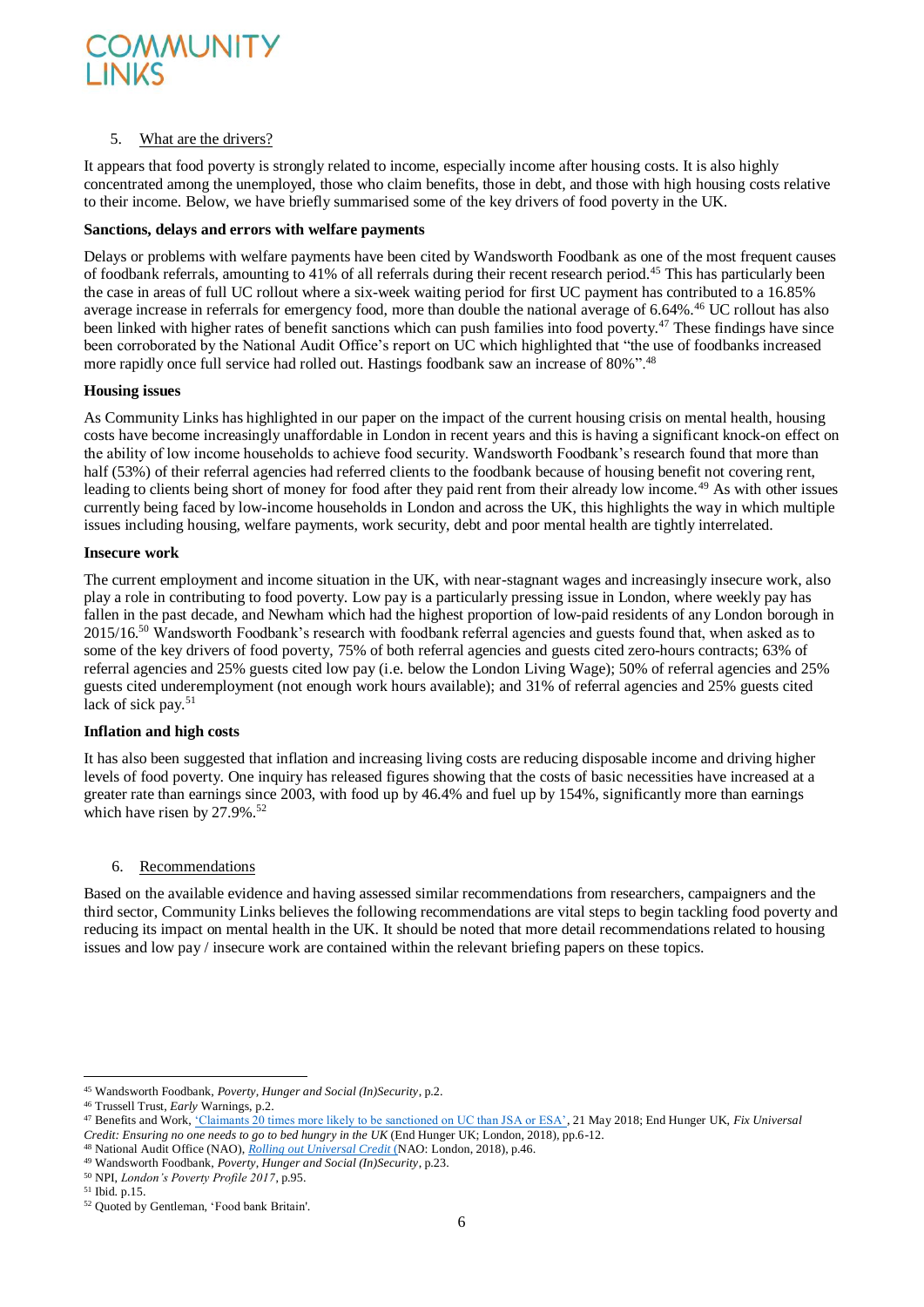## 5. What are the drivers?

It appears that food poverty is strongly related to income, especially income after housing costs. It is also highly concentrated among the unemployed, those who claim benefits, those in debt, and those with high housing costs relative to their income. Below, we have briefly summarised some of the key drivers of food poverty in the UK.

**Sanctions, delays and errors with welfare payments**

Delays or problems with welfare payments have been cited by Wandsworth Foodbank as one of the most frequent causes of foodbank referrals, amounting to 41% of all referrals during their recent research period.[45] This has particularly been the case in areas of full UC rollout where a six-week waiting period for first UC payment has contributed to a 16.85% average increase in referrals for emergency food, more than double the national average of 6.64%.[46] UC rollout has also been linked with higher rates of benefit sanctions which can push families into food poverty.[47] These findings have since been corroborated by the National Audit Office's report on UC which highlighted that "the use of foodbanks increased more rapidly once full service had rolled out. Hastings foodbank saw an increase of 80%".[48]

**Housing issues**

As Community Links has highlighted in our paper on the impact of the current housing crisis on mental health, housing costs have become increasingly unaffordable in London in recent years and this is having a significant knock-on effect on the ability of low income households to achieve food security. Wandsworth Foodbank's research found that more than half (53%) of their referral agencies had referred clients to the foodbank because of housing benefit not covering rent, leading to clients being short of money for food after they paid rent from their already low income.[49] As with other issues currently being faced by low-income households in London and across the UK, this highlights the way in which multiple issues including housing, welfare payments, work security, debt and poor mental health are tightly interrelated.

**Insecure work**

The current employment and income situation in the UK, with near-stagnant wages and increasingly insecure work, also play a role in contributing to food poverty. Low pay is a particularly pressing issue in London, where weekly pay has fallen in the past decade, and Newham which had the highest proportion of low-paid residents of any London borough in 2015/16.[50] Wandsworth Foodbank's research with foodbank referral agencies and guests found that, when asked as to some of the key drivers of food poverty, 75% of both referral agencies and guests cited zero-hours contracts; 63% of referral agencies and 25% guests cited low pay (i.e. below the London Living Wage); 50% of referral agencies and 25% guests cited underemployment (not enough work hours available); and 31% of referral agencies and 25% guests cited lack of sick pay.[51]

**Inflation and high costs**

It has also been suggested that inflation and increasing living costs are reducing disposable income and driving higher levels of food poverty. One inquiry has released figures showing that the costs of basic necessities have increased at a greater rate than earnings since 2003, with food up by 46.4% and fuel up by 154%, significantly more than earnings which have risen by 27.9%.[52]

## 6. Recommendations

Based on the available evidence and having assessed similar recommendations from researchers, campaigners and the third sector, Community Links believes the following recommendations are vital steps to begin tackling food poverty and reducing its impact on mental health in the UK. It should be noted that more detail recommendations related to housing issues and low pay / insecure work are contained within the relevant briefing papers on these topics.

---

[45] Wandsworth Foodbank, *Poverty, Hunger and Social (In)Security*, p.2.

[46] Trussell Trust, *Early* Warnings, p.2.

[47] Benefits and Work, 'Claimants 20 times more likely to be sanctioned on UC than JSA or ESA', 21 May 2018; End Hunger UK, *Fix Universal Credit: Ensuring no one needs to go to bed hungry in the UK* (End Hunger UK; London, 2018), pp.6-12.

[48] National Audit Office (NAO), *Rolling out Universal Credit* (NAO: London, 2018), p.46.

[49] Wandsworth Foodbank, *Poverty, Hunger and Social (In)Security*, p.23.

[50] NPI, *London's Poverty Profile 2017*, p.95.

[51] Ibid. p.15.

[52] Quoted by Gentleman, 'Food bank Britain'.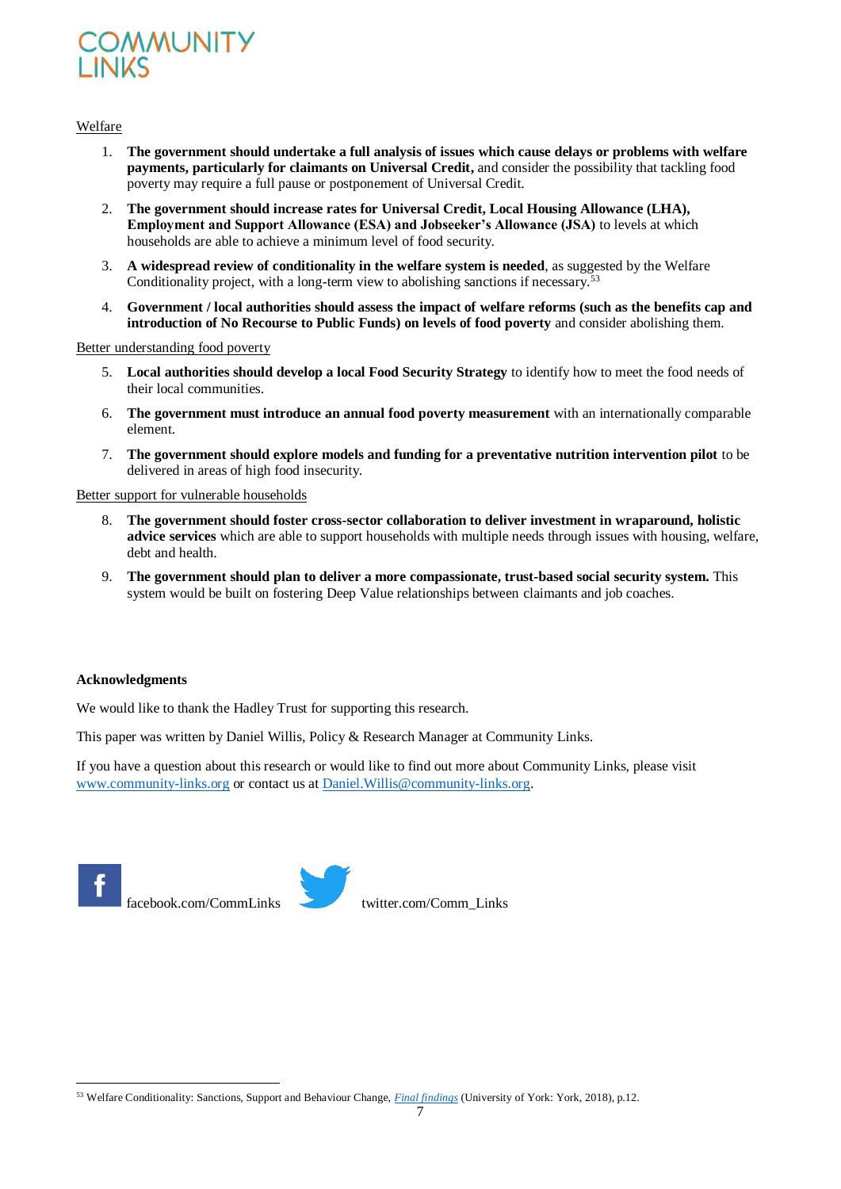Welfare

1. **The government should undertake a full analysis of issues which cause delays or problems with welfare payments, particularly for claimants on Universal Credit,** and consider the possibility that tackling food poverty may require a full pause or postponement of Universal Credit.
2. **The government should increase rates for Universal Credit, Local Housing Allowance (LHA), Employment and Support Allowance (ESA) and Jobseeker's Allowance (JSA)** to levels at which households are able to achieve a minimum level of food security.
3. **A widespread review of conditionality in the welfare system is needed**, as suggested by the Welfare Conditionality project, with a long-term view to abolishing sanctions if necessary.[53]
4. **Government / local authorities should assess the impact of welfare reforms (such as the benefits cap and introduction of No Recourse to Public Funds) on levels of food poverty** and consider abolishing them.

Better understanding food poverty

5. **Local authorities should develop a local Food Security Strategy** to identify how to meet the food needs of their local communities.
6. **The government must introduce an annual food poverty measurement** with an internationally comparable element.
7. **The government should explore models and funding for a preventative nutrition intervention pilot** to be delivered in areas of high food insecurity.

Better support for vulnerable households

8. **The government should foster cross-sector collaboration to deliver investment in wraparound, holistic advice services** which are able to support households with multiple needs through issues with housing, welfare, debt and health.
9. **The government should plan to deliver a more compassionate, trust-based social security system.** This system would be built on fostering Deep Value relationships between claimants and job coaches.

**Acknowledgments**

We would like to thank the Hadley Trust for supporting this research.

This paper was written by Daniel Willis, Policy & Research Manager at Community Links.

If you have a question about this research or would like to find out more about Community Links, please visit www.community-links.org or contact us at Daniel.Willis@community-links.org.

facebook.com/CommLinks twitter.com/Comm_Links

[53] Welfare Conditionality: Sanctions, Support and Behaviour Change, *Final findings* (University of York: York, 2018), p.12.